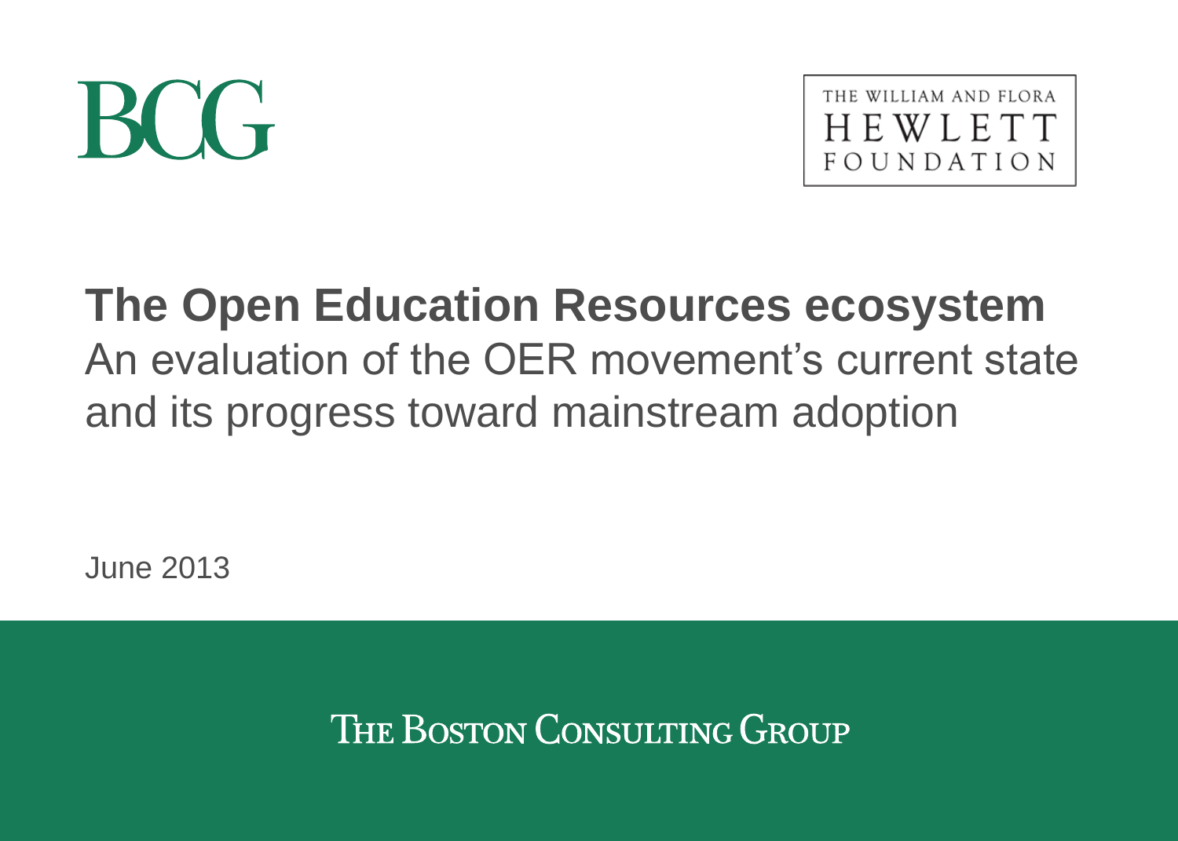BCG

THE WILLIAM AND FLORA HEWLETT FOUNDATION

# The Open Education Resources ecosystem

An evaluation of the OER movement's current state and its progress toward mainstream adoption

June 2013

THE BOSTON CONSULTING GROUP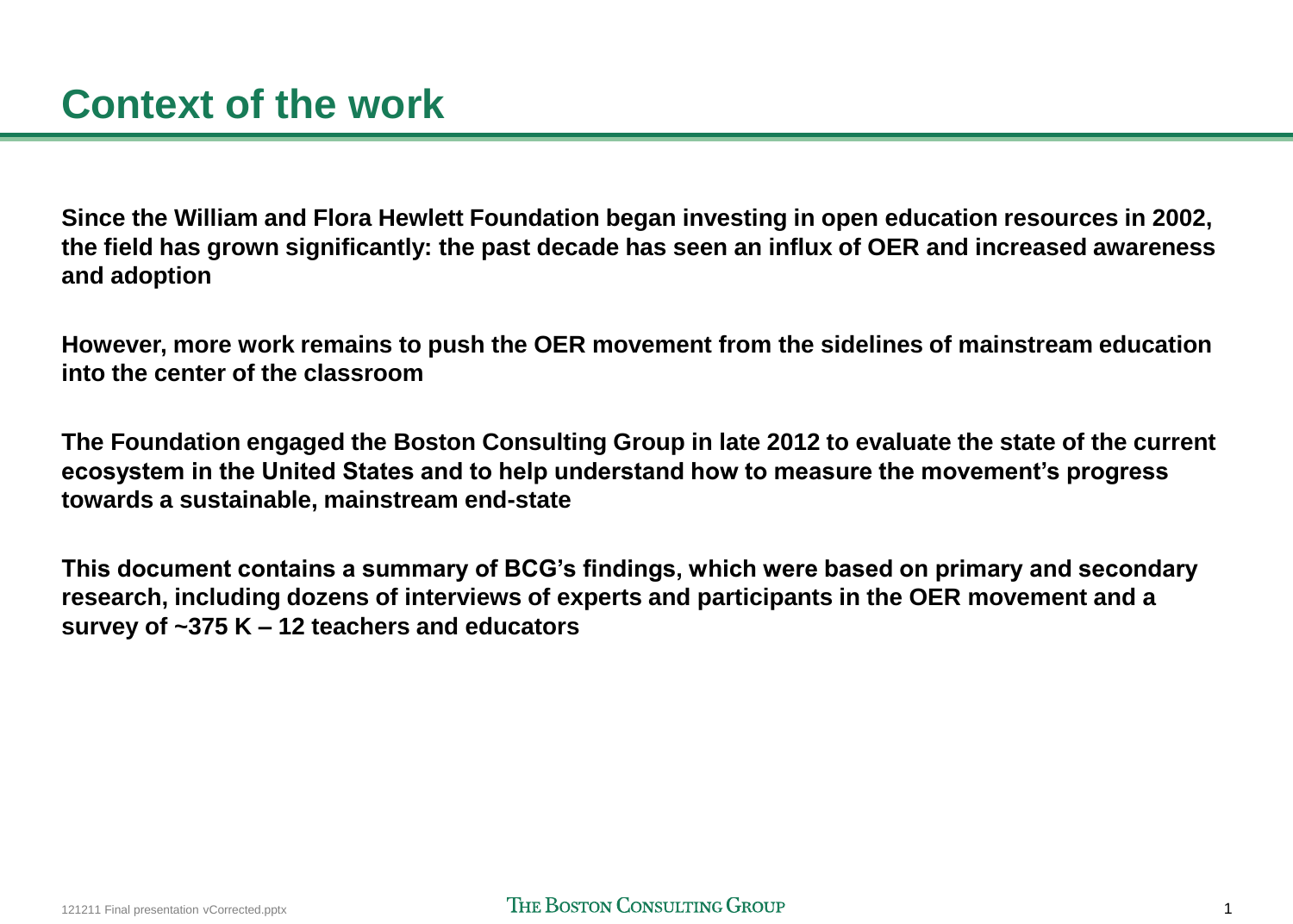# Context of the work

**Since the William and Flora Hewlett Foundation began investing in open education resources in 2002, the field has grown significantly: the past decade has seen an influx of OER and increased awareness and adoption**

**However, more work remains to push the OER movement from the sidelines of mainstream education into the center of the classroom**

**The Foundation engaged the Boston Consulting Group in late 2012 to evaluate the state of the current ecosystem in the United States and to help understand how to measure the movement's progress towards a sustainable, mainstream end-state**

**This document contains a summary of BCG's findings, which were based on primary and secondary research, including dozens of interviews of experts and participants in the OER movement and a survey of ~375 K – 12 teachers and educators**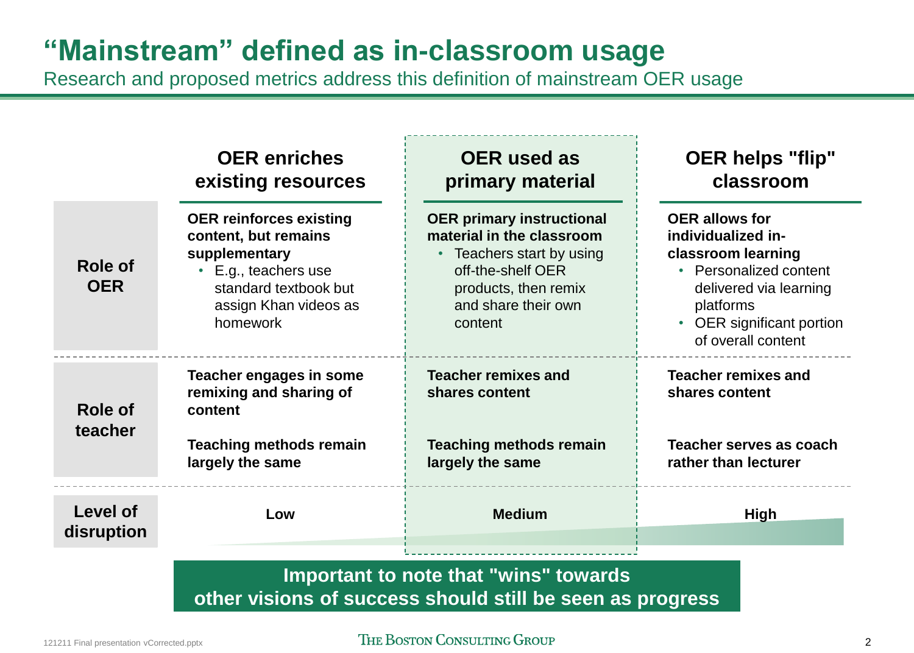# "Mainstream" defined as in-classroom usage

Research and proposed metrics address this definition of mainstream OER usage

| | OER enriches existing resources | OER used as primary material | OER helps "flip" classroom |
|---|---|---|---|
| **Role of OER** | **OER reinforces existing content, but remains supplementary**<br>• E.g., teachers use standard textbook but assign Khan videos as homework | **OER primary instructional material in the classroom**<br>• Teachers start by using off-the-shelf OER products, then remix and share their own content | **OER allows for individualized in-classroom learning**<br>• Personalized content delivered via learning platforms<br>• OER significant portion of overall content |
| **Role of teacher** | **Teacher engages in some remixing and sharing of content**<br><br>**Teaching methods remain largely the same** | **Teacher remixes and shares content**<br><br>**Teaching methods remain largely the same** | **Teacher remixes and shares content**<br><br>**Teacher serves as coach rather than lecturer** |
| **Level of disruption** | **Low** | **Medium** | **High** |

**Important to note that "wins" towards other visions of success should still be seen as progress**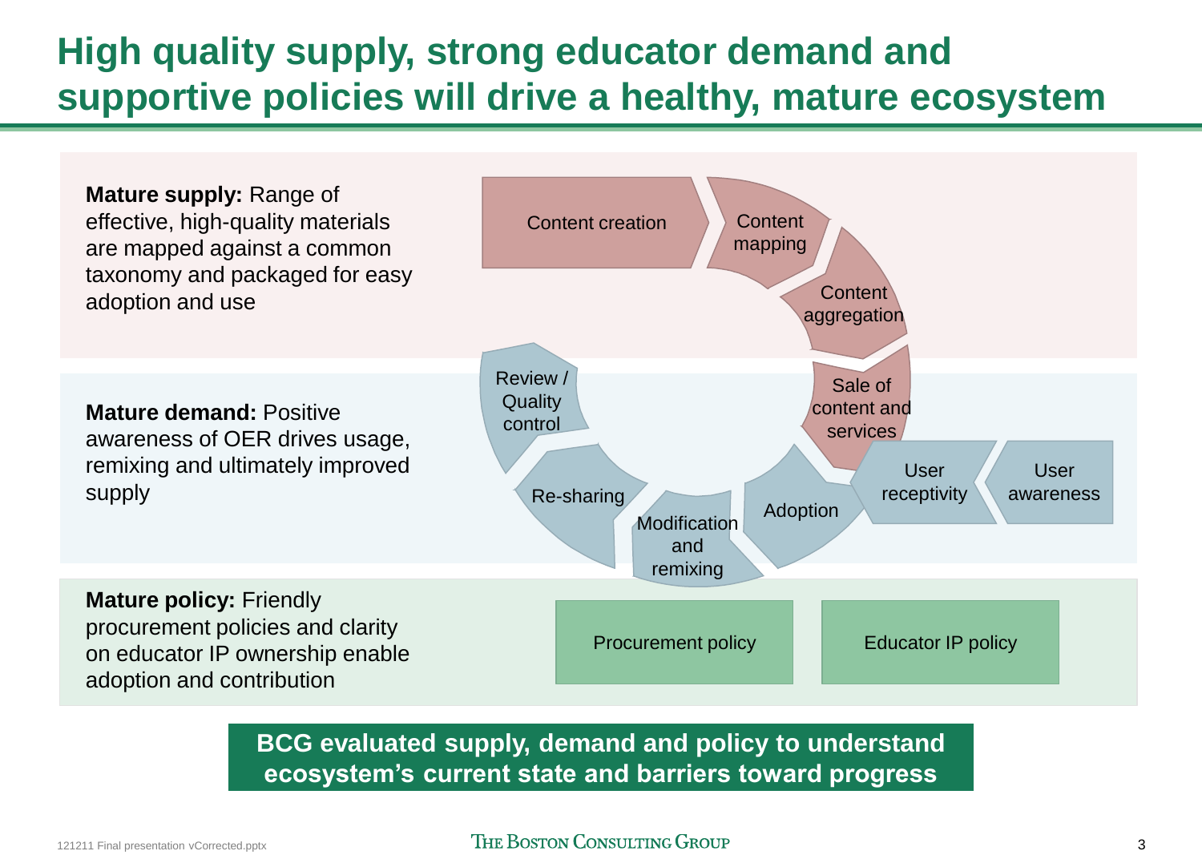# High quality supply, strong educator demand and supportive policies will drive a healthy, mature ecosystem

**Mature supply:** Range of effective, high-quality materials are mapped against a common taxonomy and packaged for easy adoption and use

- Content creation
- Content mapping
- Content aggregation
- Sale of content and services

**Mature demand:** Positive awareness of OER drives usage, remixing and ultimately improved supply

- User awareness
- User receptivity
- Adoption
- Modification and remixing
- Re-sharing
- Review / Quality control

**Mature policy:** Friendly procurement policies and clarity on educator IP ownership enable adoption and contribution

- Procurement policy
- Educator IP policy

**BCG evaluated supply, demand and policy to understand ecosystem's current state and barriers toward progress**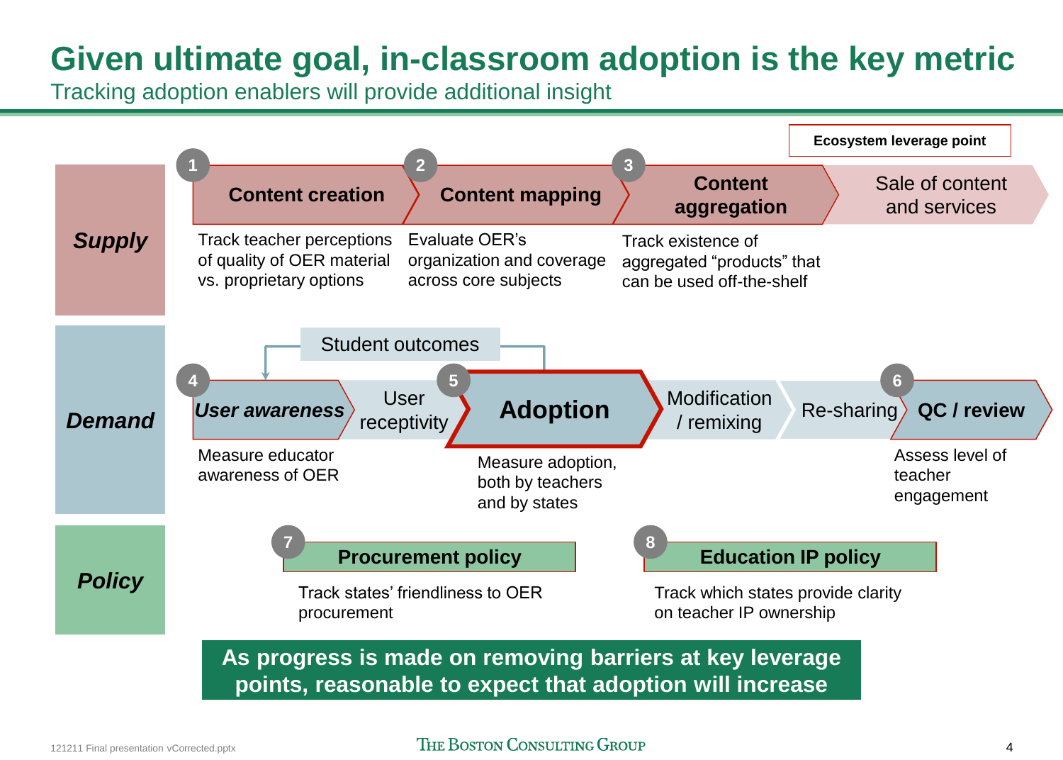# Given ultimate goal, in-classroom adoption is the key metric

Tracking adoption enablers will provide additional insight

**Ecosystem leverage point**

## *Supply*

1. **Content creation** — Track teacher perceptions of quality of OER material vs. proprietary options
2. **Content mapping** — Evaluate OER's organization and coverage across core subjects
3. **Content aggregation** — Track existence of aggregated "products" that can be used off-the-shelf

Sale of content and services

## *Demand*

Student outcomes

4. ***User awareness*** — Measure educator awareness of OER

User receptivity

5. **Adoption** — Measure adoption, both by teachers and by states

Modification / remixing

Re-sharing

6. **QC / review** — Assess level of teacher engagement

## *Policy*

7. **Procurement policy** — Track states' friendliness to OER procurement
8. **Education IP policy** — Track which states provide clarity on teacher IP ownership

**As progress is made on removing barriers at key leverage points, reasonable to expect that adoption will increase**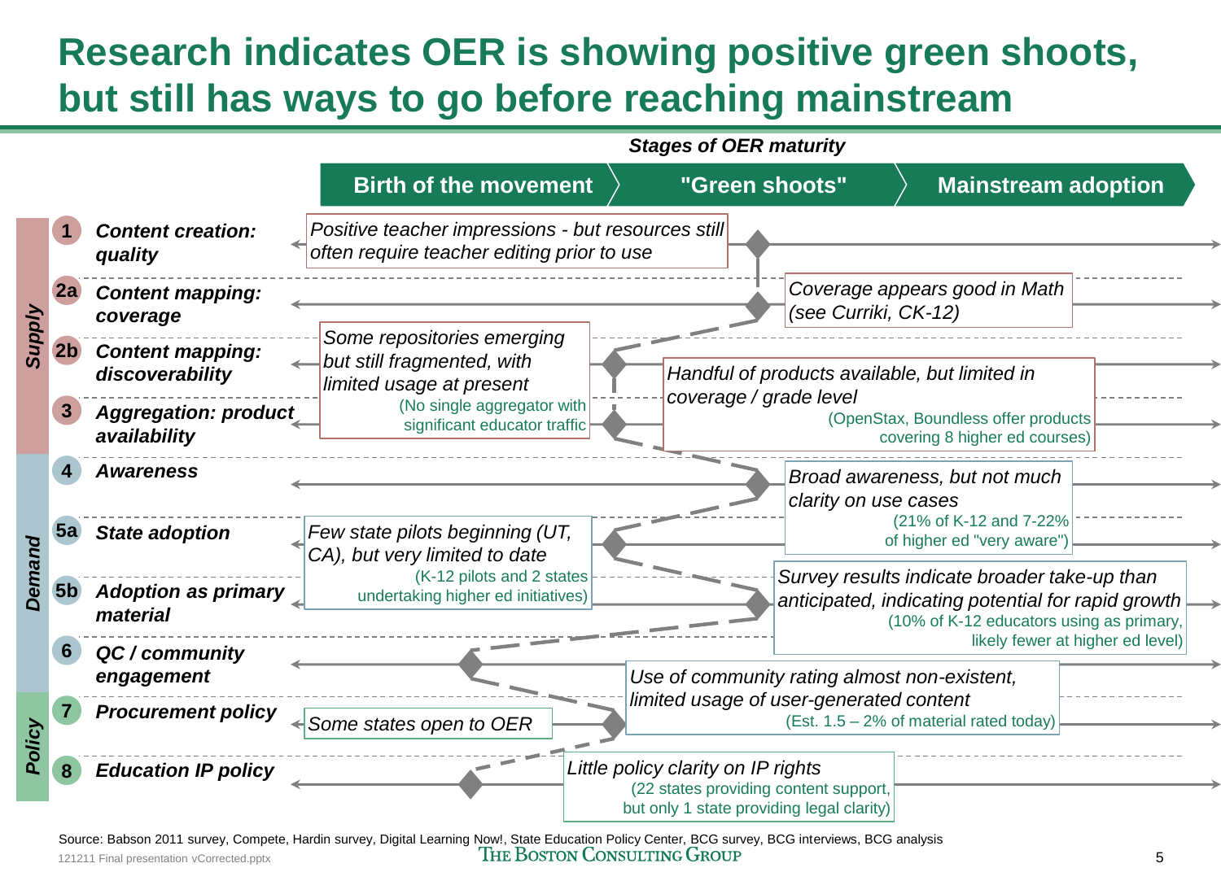# Research indicates OER is showing positive green shoots, but still has ways to go before reaching mainstream

***Stages of OER maturity***

| | | Birth of the movement | "Green shoots" | Mainstream adoption |
|---|---|---|---|---|
| **Supply** | **1** ***Content creation: quality*** | *Positive teacher impressions - but resources still often require teacher editing prior to use* | | |
| | **2a** ***Content mapping: coverage*** | | | *Coverage appears good in Math (see Curriki, CK-12)* |
| | **2b** ***Content mapping: discoverability*** | *Some repositories emerging but still fragmented, with limited usage at present* (No single aggregator with significant educator traffic) | | |
| | **3** ***Aggregation: product availability*** | | *Handful of products available, but limited in coverage / grade level* (OpenStax, Boundless offer products covering 8 higher ed courses) | |
| **Demand** | **4** ***Awareness*** | | | *Broad awareness, but not much clarity on use cases* (21% of K-12 and 7-22% of higher ed "very aware") |
| | **5a** ***State adoption*** | *Few state pilots beginning (UT, CA), but very limited to date* (K-12 pilots and 2 states undertaking higher ed initiatives) | | |
| | **5b** ***Adoption as primary material*** | | | *Survey results indicate broader take-up than anticipated, indicating potential for rapid growth* (10% of K-12 educators using as primary, likely fewer at higher ed level) |
| | **6** ***QC / community engagement*** | | *Use of community rating almost non-existent, limited usage of user-generated content* (Est. 1.5 – 2% of material rated today) | |
| **Policy** | **7** ***Procurement policy*** | *Some states open to OER* | | |
| | **8** ***Education IP policy*** | | *Little policy clarity on IP rights* (22 states providing content support, but only 1 state providing legal clarity) | |

Source: Babson 2011 survey, Compete, Hardin survey, Digital Learning Now!, State Education Policy Center, BCG survey, BCG interviews, BCG analysis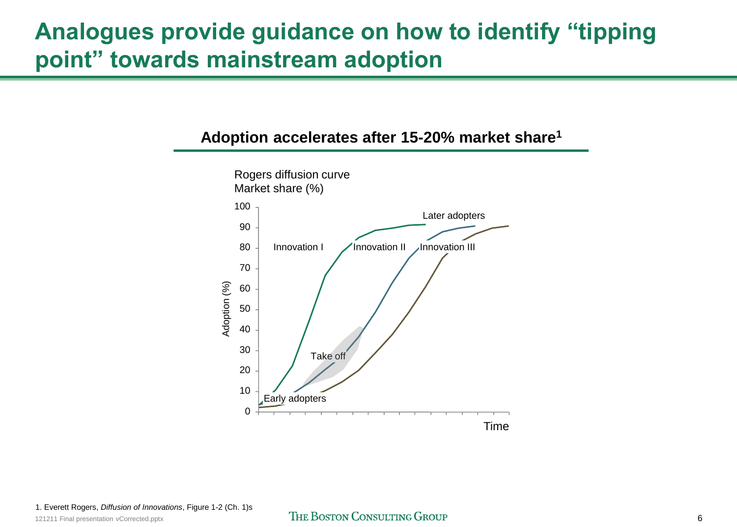# Analogues provide guidance on how to identify "tipping point" towards mainstream adoption

## Adoption accelerates after 15-20% market share[1]

Rogers diffusion curve
Market share (%)

Adoption (%)

100, 90, 80, 70, 60, 50, 40, 30, 20, 10, 0

Later adopters

Innovation I

Innovation II

Innovation III

Take off

Early adopters

Time

1. Everett Rogers, *Diffusion of Innovations*, Figure 1-2 (Ch. 1)s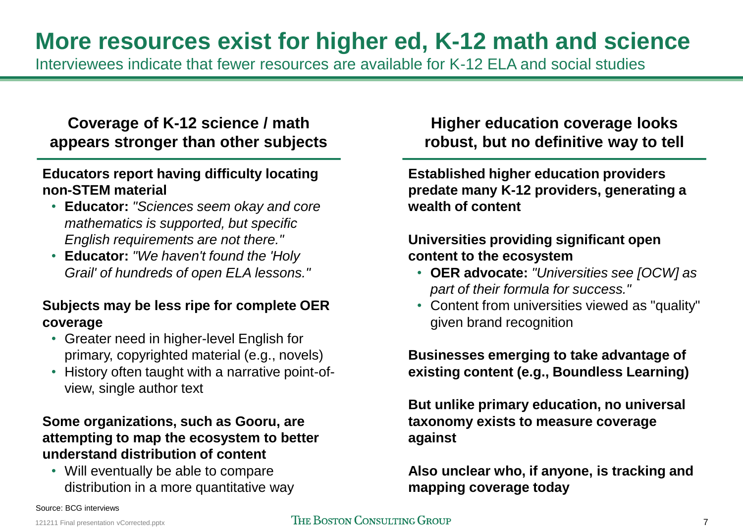# More resources exist for higher ed, K-12 math and science

Interviewees indicate that fewer resources are available for K-12 ELA and social studies

## Coverage of K-12 science / math appears stronger than other subjects

**Educators report having difficulty locating non-STEM material**

- **Educator:** *"Sciences seem okay and core mathematics is supported, but specific English requirements are not there."*
- **Educator:** *"We haven't found the 'Holy Grail' of hundreds of open ELA lessons."*

**Subjects may be less ripe for complete OER coverage**

- Greater need in higher-level English for primary, copyrighted material (e.g., novels)
- History often taught with a narrative point-of-view, single author text

**Some organizations, such as Gooru, are attempting to map the ecosystem to better understand distribution of content**

- Will eventually be able to compare distribution in a more quantitative way

## Higher education coverage looks robust, but no definitive way to tell

**Established higher education providers predate many K-12 providers, generating a wealth of content**

**Universities providing significant open content to the ecosystem**

- **OER advocate:** *"Universities see [OCW] as part of their formula for success."*
- Content from universities viewed as "quality" given brand recognition

**Businesses emerging to take advantage of existing content (e.g., Boundless Learning)**

**But unlike primary education, no universal taxonomy exists to measure coverage against**

**Also unclear who, if anyone, is tracking and mapping coverage today**

Source: BCG interviews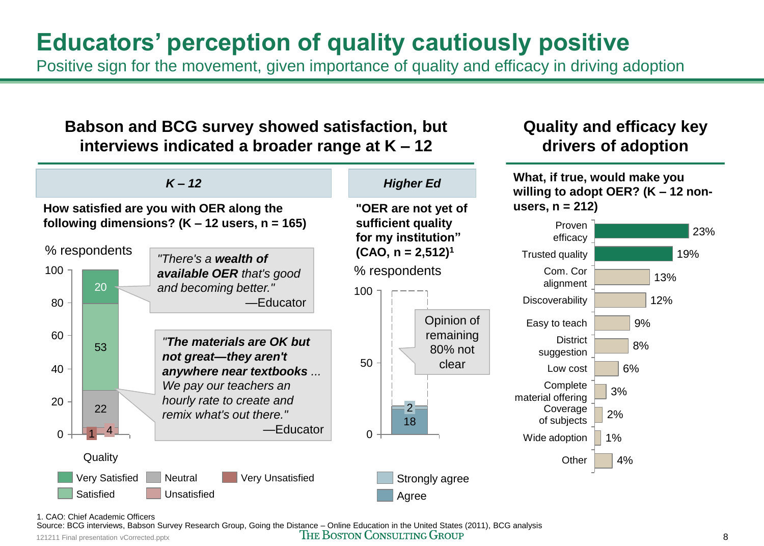# Educators' perception of quality cautiously positive

Positive sign for the movement, given importance of quality and efficacy in driving adoption

## Babson and BCG survey showed satisfaction, but interviews indicated a broader range at K – 12

### *K – 12*

**How satisfied are you with OER along the following dimensions? (K – 12 users, n = 165)**

% respondents

| Quality | % respondents |
|---|---|
| Very Satisfied | 20 |
| Satisfied | 53 |
| Neutral | 22 |
| Unsatisfied | 4 |
| Very Unsatisfied | 1 |

*"There's a **wealth of available OER** that's good and becoming better."* —Educator

*"**The materials are OK but not great—they aren't anywhere near textbooks** ... We pay our teachers an hourly rate to create and remix what's out there."* —Educator

### *Higher Ed*

**"OER are not yet of sufficient quality for my institution" (CAO, n = 2,512)[1]**

% respondents

| Response | % respondents |
|---|---|
| Strongly agree | 2 |
| Agree | 18 |

Opinion of remaining 80% not clear

## Quality and efficacy key drivers of adoption

**What, if true, would make you willing to adopt OER? (K – 12 non-users, n = 212)**

| Driver | % |
|---|---|
| Proven efficacy | 23% |
| Trusted quality | 19% |
| Com. Cor alignment | 13% |
| Discoverability | 12% |
| Easy to teach | 9% |
| District suggestion | 8% |
| Low cost | 6% |
| Complete material offering | 3% |
| Coverage of subjects | 2% |
| Wide adoption | 1% |
| Other | 4% |

1. CAO: Chief Academic Officers

Source: BCG interviews, Babson Survey Research Group, Going the Distance – Online Education in the United States (2011), BCG analysis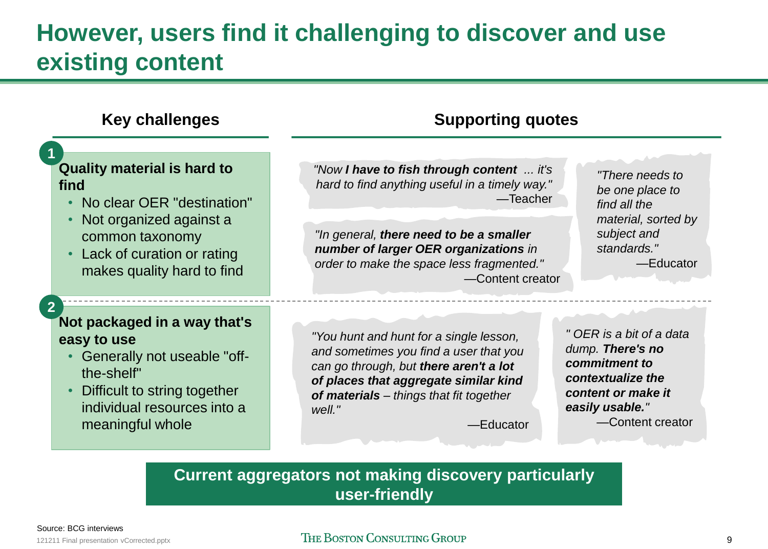# However, users find it challenging to discover and use existing content

## Key challenges

**1**

**Quality material is hard to find**

- No clear OER "destination"
- Not organized against a common taxonomy
- Lack of curation or rating makes quality hard to find

**2**

**Not packaged in a way that's easy to use**

- Generally not useable "off-the-shelf"
- Difficult to string together individual resources into a meaningful whole

## Supporting quotes

*"Now **I have to fish through content** ... it's hard to find anything useful in a timely way."*
—Teacher

*"In general, **there need to be a smaller number of larger OER organizations** in order to make the space less fragmented."*
—Content creator

*"There needs to be one place to find all the material, sorted by subject and standards."*
—Educator

*"You hunt and hunt for a single lesson, and sometimes you find a user that you can go through, but **there aren't a lot of places that aggregate similar kind of materials** – things that fit together well."*
—Educator

*" OER is a bit of a data dump. **There's no commitment to contextualize the content or make it easily usable.**"*
—Content creator

**Current aggregators not making discovery particularly user-friendly**

Source: BCG interviews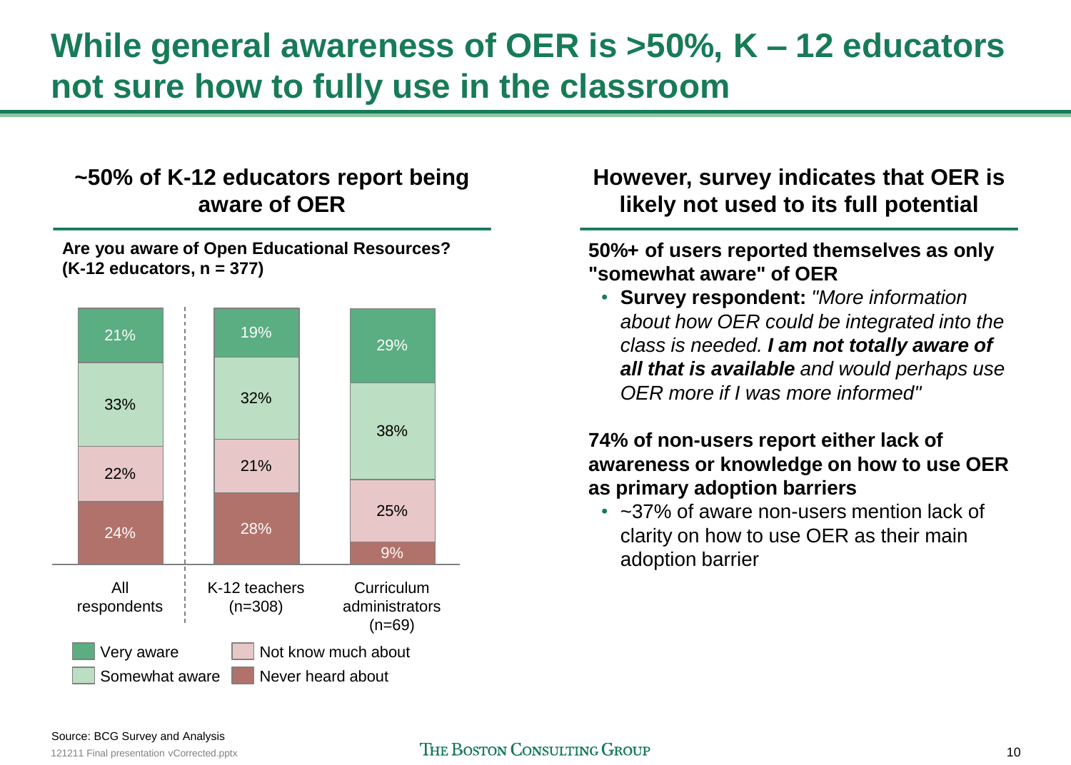# While general awareness of OER is >50%, K – 12 educators not sure how to fully use in the classroom

## ~50% of K-12 educators report being aware of OER

**Are you aware of Open Educational Resources? (K-12 educators, n = 377)**

| | All respondents | K-12 teachers (n=308) | Curriculum administrators (n=69) |
|---|---|---|---|
| Very aware | 21% | 19% | 29% |
| Somewhat aware | 33% | 32% | 38% |
| Not know much about | 22% | 21% | 25% |
| Never heard about | 24% | 28% | 9% |

## However, survey indicates that OER is likely not used to its full potential

**50%+ of users reported themselves as only "somewhat aware" of OER**

- **Survey respondent:** *"More information about how OER could be integrated into the class is needed.* ***I am not totally aware of all that is available*** *and would perhaps use OER more if I was more informed"*

**74% of non-users report either lack of awareness or knowledge on how to use OER as primary adoption barriers**

- ~37% of aware non-users mention lack of clarity on how to use OER as their main adoption barrier

Source: BCG Survey and Analysis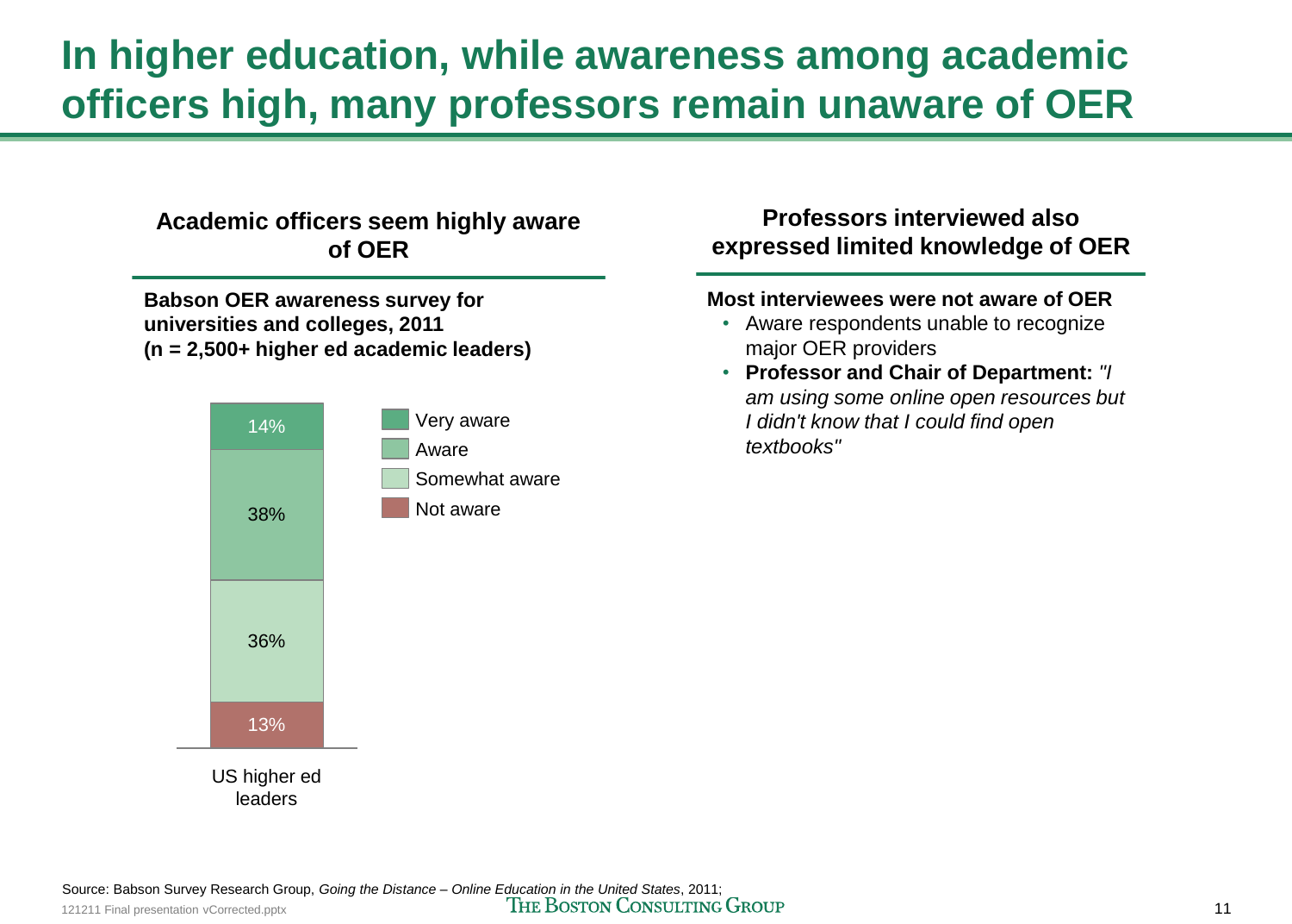# In higher education, while awareness among academic officers high, many professors remain unaware of OER

## Academic officers seem highly aware of OER

**Babson OER awareness survey for universities and colleges, 2011 (n = 2,500+ higher ed academic leaders)**

| | US higher ed leaders |
|---|---|
| Very aware | 14% |
| Aware | 38% |
| Somewhat aware | 36% |
| Not aware | 13% |

## Professors interviewed also expressed limited knowledge of OER

**Most interviewees were not aware of OER**

- Aware respondents unable to recognize major OER providers
- **Professor and Chair of Department:** *"I am using some online open resources but I didn't know that I could find open textbooks"*

Source: Babson Survey Research Group, *Going the Distance – Online Education in the United States*, 2011;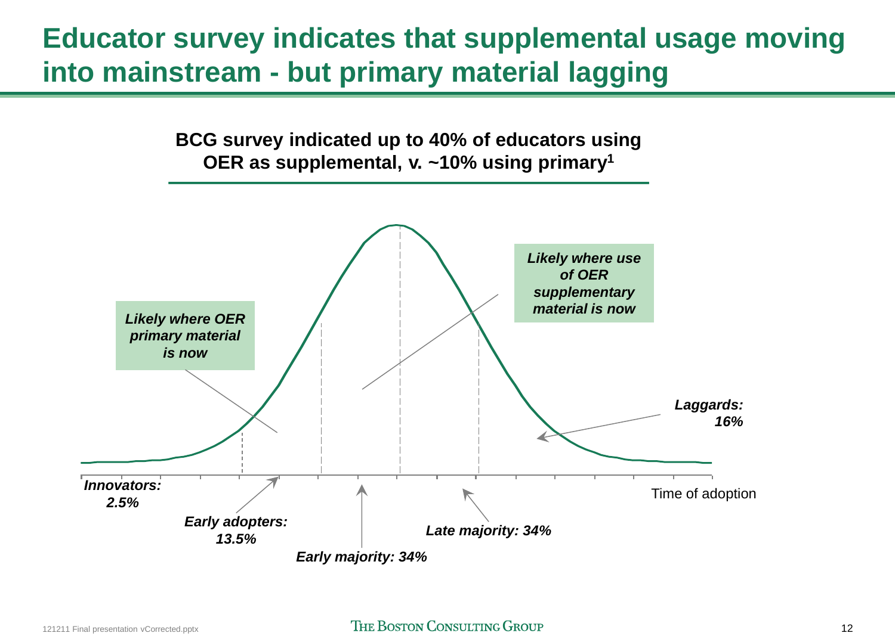# Educator survey indicates that supplemental usage moving into mainstream - but primary material lagging

**BCG survey indicated up to 40% of educators using OER as supplemental, v. ~10% using primary[1]**

*Likely where OER primary material is now*

*Likely where use of OER supplementary material is now*

*Innovators: 2.5%*

*Early adopters: 13.5%*

*Early majority: 34%*

*Late majority: 34%*

*Laggards: 16%*

Time of adoption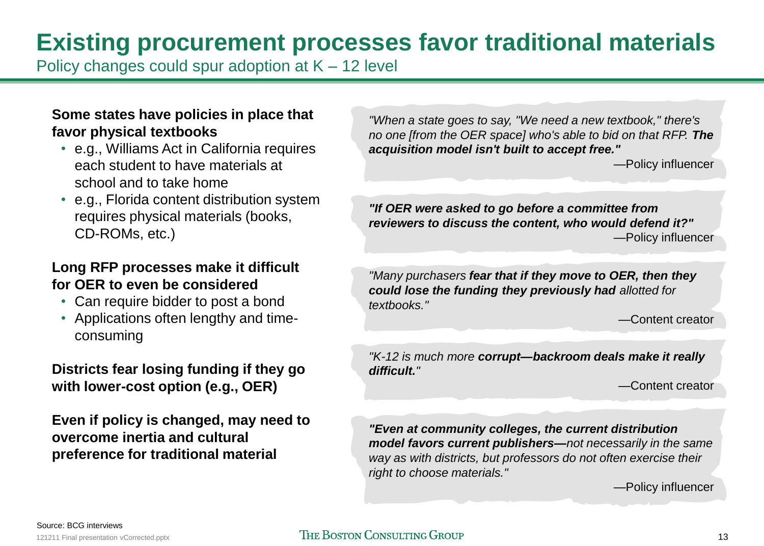# Existing procurement processes favor traditional materials

Policy changes could spur adoption at K – 12 level

**Some states have policies in place that favor physical textbooks**

- e.g., Williams Act in California requires each student to have materials at school and to take home
- e.g., Florida content distribution system requires physical materials (books, CD-ROMs, etc.)

**Long RFP processes make it difficult for OER to even be considered**

- Can require bidder to post a bond
- Applications often lengthy and time-consuming

**Districts fear losing funding if they go with lower-cost option (e.g., OER)**

**Even if policy is changed, may need to overcome inertia and cultural preference for traditional material**

*"When a state goes to say, "We need a new textbook," there's no one [from the OER space] who's able to bid on that RFP.* ***The acquisition model isn't built to accept free."***

—Policy influencer

***"If OER were asked to go before a committee from reviewers to discuss the content, who would defend it?"***

—Policy influencer

*"Many purchasers* ***fear that if they move to OER, then they could lose the funding they previously had*** *allotted for textbooks."*

—Content creator

*"K-12 is much more* ***corrupt—backroom deals make it really difficult.****"*

—Content creator

***"Even at community colleges, the current distribution model favors current publishers—****not necessarily in the same way as with districts, but professors do not often exercise their right to choose materials."*

—Policy influencer

Source: BCG interviews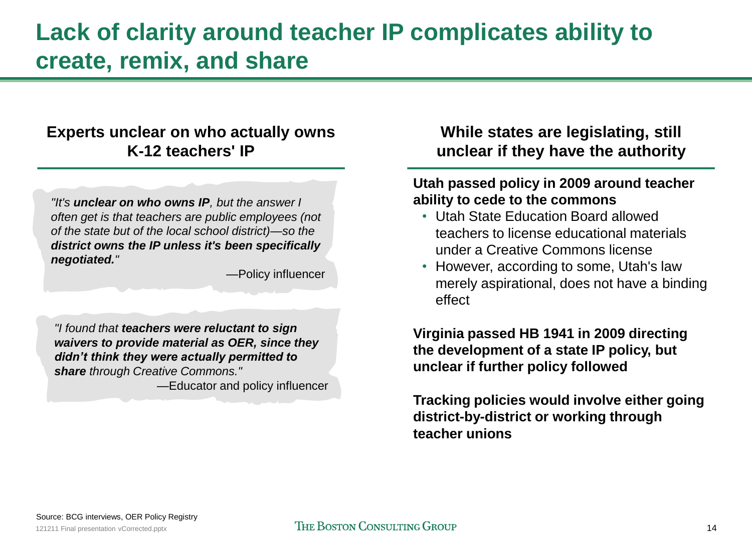# Lack of clarity around teacher IP complicates ability to create, remix, and share

## Experts unclear on who actually owns K-12 teachers' IP

*"It's **unclear on who owns IP**, but the answer I often get is that teachers are public employees (not of the state but of the local school district)—so the **district owns the IP unless it's been specifically negotiated.**"*

—Policy influencer

*"I found that **teachers were reluctant to sign waivers to provide material as OER, since they didn't think they were actually permitted to share** through Creative Commons."*

—Educator and policy influencer

## While states are legislating, still unclear if they have the authority

**Utah passed policy in 2009 around teacher ability to cede to the commons**

- Utah State Education Board allowed teachers to license educational materials under a Creative Commons license
- However, according to some, Utah's law merely aspirational, does not have a binding effect

**Virginia passed HB 1941 in 2009 directing the development of a state IP policy, but unclear if further policy followed**

**Tracking policies would involve either going district-by-district or working through teacher unions**

Source: BCG interviews, OER Policy Registry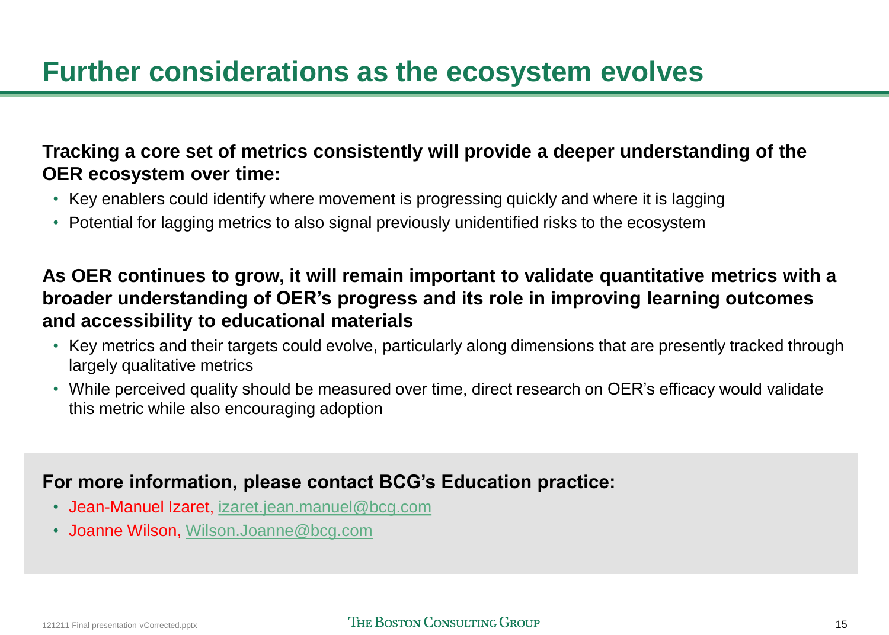# Further considerations as the ecosystem evolves

**Tracking a core set of metrics consistently will provide a deeper understanding of the OER ecosystem over time:**

- Key enablers could identify where movement is progressing quickly and where it is lagging
- Potential for lagging metrics to also signal previously unidentified risks to the ecosystem

**As OER continues to grow, it will remain important to validate quantitative metrics with a broader understanding of OER's progress and its role in improving learning outcomes and accessibility to educational materials**

- Key metrics and their targets could evolve, particularly along dimensions that are presently tracked through largely qualitative metrics
- While perceived quality should be measured over time, direct research on OER's efficacy would validate this metric while also encouraging adoption

**For more information, please contact BCG's Education practice:**

- Jean-Manuel Izaret, izaret.jean.manuel@bcg.com
- Joanne Wilson, Wilson.Joanne@bcg.com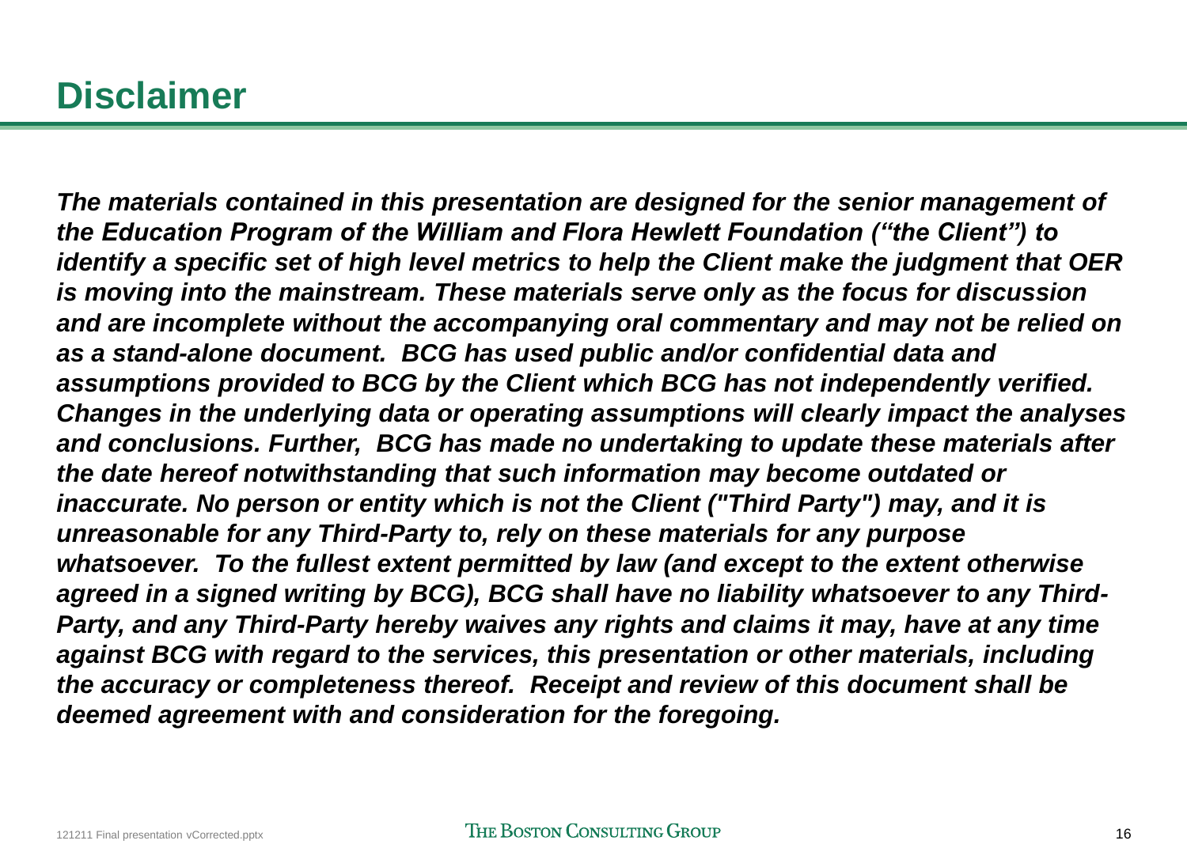# Disclaimer

***The materials contained in this presentation are designed for the senior management of the Education Program of the William and Flora Hewlett Foundation ("the Client") to identify a specific set of high level metrics to help the Client make the judgment that OER is moving into the mainstream. These materials serve only as the focus for discussion and are incomplete without the accompanying oral commentary and may not be relied on as a stand-alone document. BCG has used public and/or confidential data and assumptions provided to BCG by the Client which BCG has not independently verified. Changes in the underlying data or operating assumptions will clearly impact the analyses and conclusions. Further, BCG has made no undertaking to update these materials after the date hereof notwithstanding that such information may become outdated or inaccurate. No person or entity which is not the Client ("Third Party") may, and it is unreasonable for any Third-Party to, rely on these materials for any purpose whatsoever. To the fullest extent permitted by law (and except to the extent otherwise agreed in a signed writing by BCG), BCG shall have no liability whatsoever to any Third-Party, and any Third-Party hereby waives any rights and claims it may, have at any time against BCG with regard to the services, this presentation or other materials, including the accuracy or completeness thereof. Receipt and review of this document shall be deemed agreement with and consideration for the foregoing.***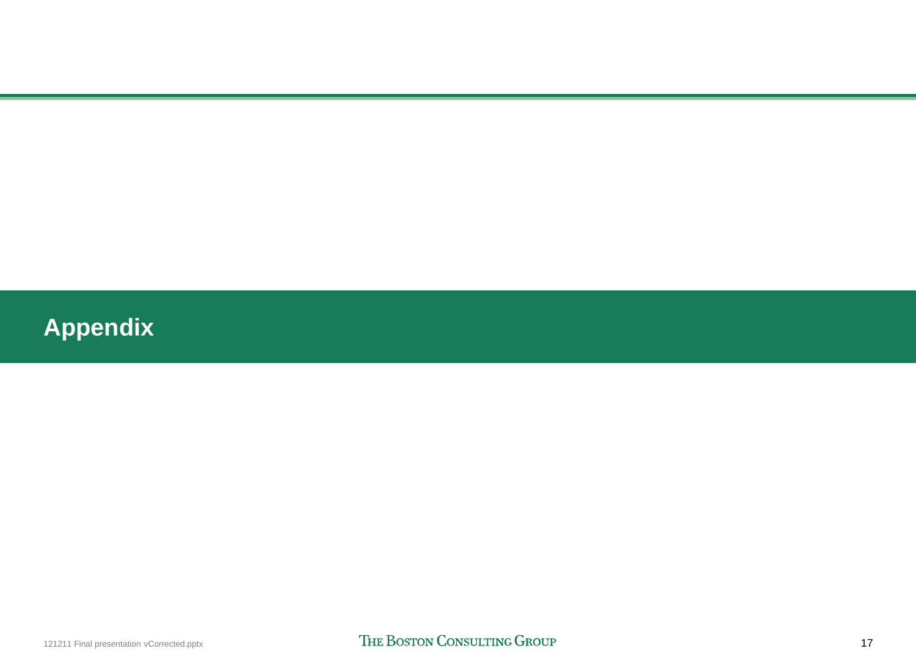# Appendix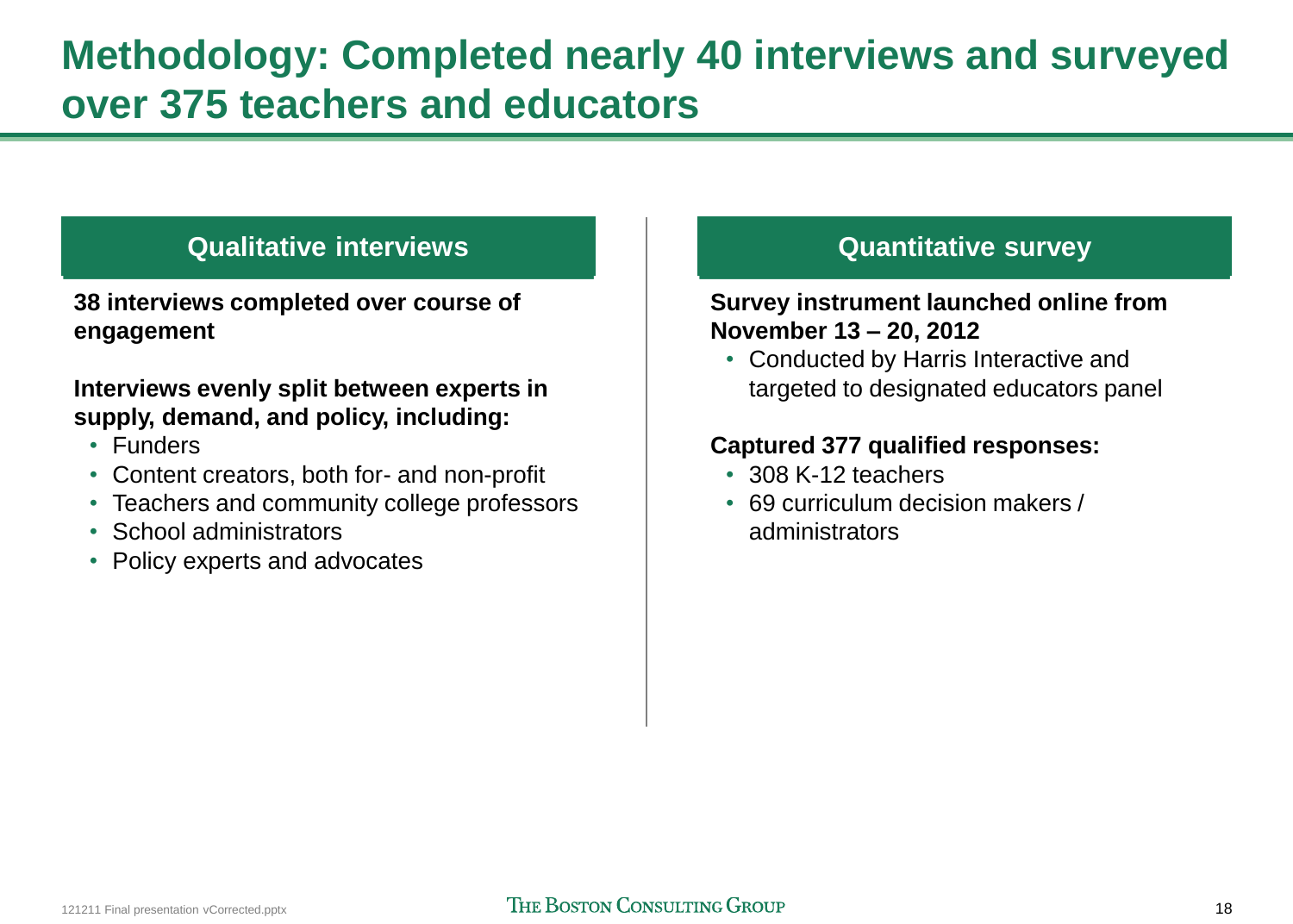# Methodology: Completed nearly 40 interviews and surveyed over 375 teachers and educators

## Qualitative interviews

**38 interviews completed over course of engagement**

**Interviews evenly split between experts in supply, demand, and policy, including:**

- Funders
- Content creators, both for- and non-profit
- Teachers and community college professors
- School administrators
- Policy experts and advocates

## Quantitative survey

**Survey instrument launched online from November 13 – 20, 2012**

- Conducted by Harris Interactive and targeted to designated educators panel

**Captured 377 qualified responses:**

- 308 K-12 teachers
- 69 curriculum decision makers / administrators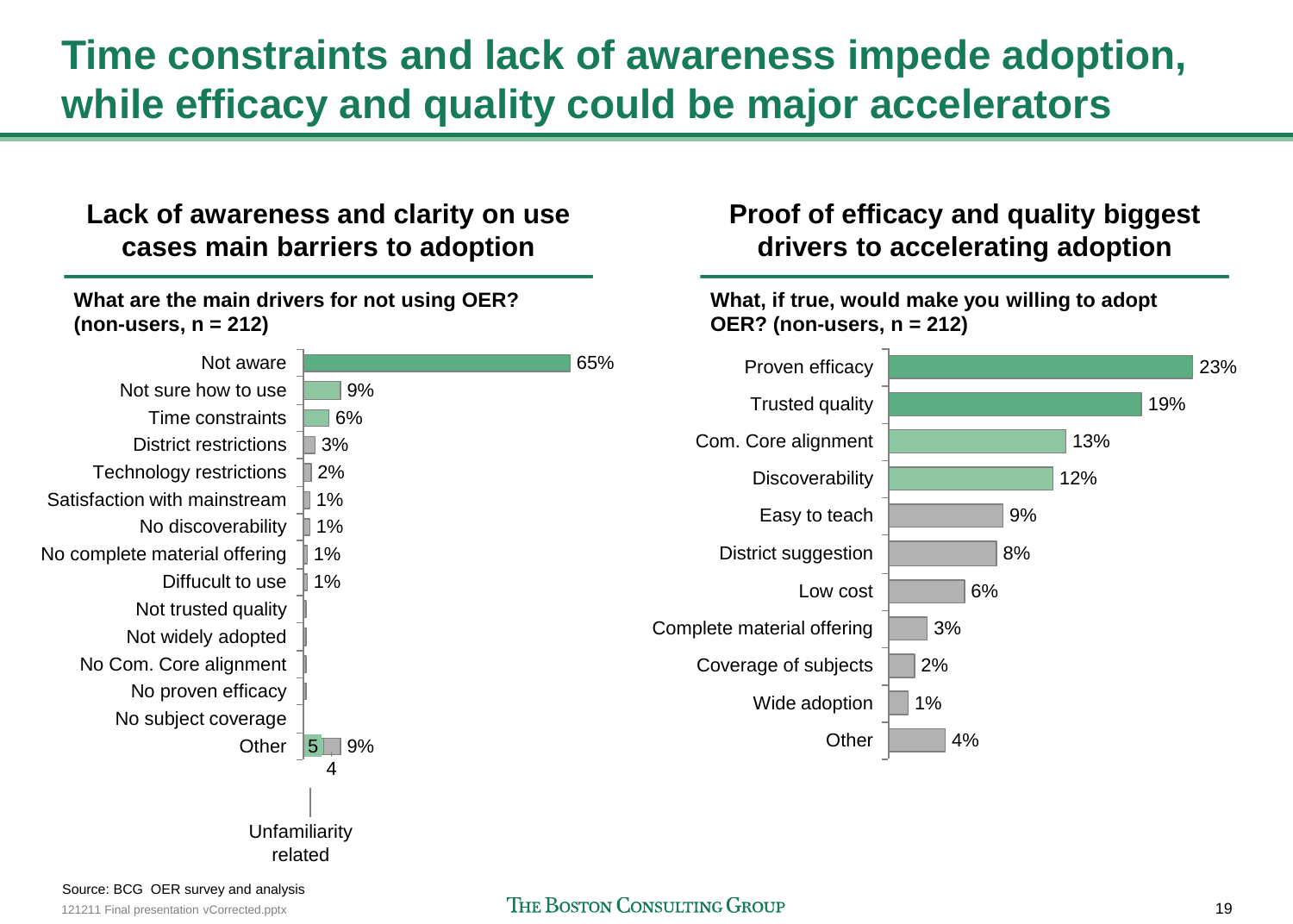# Time constraints and lack of awareness impede adoption, while efficacy and quality could be major accelerators

## Lack of awareness and clarity on use cases main barriers to adoption

**What are the main drivers for not using OER? (non-users, n = 212)**

| Driver | Share |
|---|---|
| Not aware | 65% |
| Not sure how to use | 9% |
| Time constraints | 6% |
| District restrictions | 3% |
| Technology restrictions | 2% |
| Satisfaction with mainstream | 1% |
| No discoverability | 1% |
| No complete material offering | 1% |
| Diffucult to use | 1% |
| Not trusted quality | |
| Not widely adopted | |
| No Com. Core alignment | |
| No proven efficacy | |
| No subject coverage | |
| Other | 9% (5 unfamiliarity related, 4 other) |

## Proof of efficacy and quality biggest drivers to accelerating adoption

**What, if true, would make you willing to adopt OER? (non-users, n = 212)**

| Driver | Share |
|---|---|
| Proven efficacy | 23% |
| Trusted quality | 19% |
| Com. Core alignment | 13% |
| Discoverability | 12% |
| Easy to teach | 9% |
| District suggestion | 8% |
| Low cost | 6% |
| Complete material offering | 3% |
| Coverage of subjects | 2% |
| Wide adoption | 1% |
| Other | 4% |

Source: BCG OER survey and analysis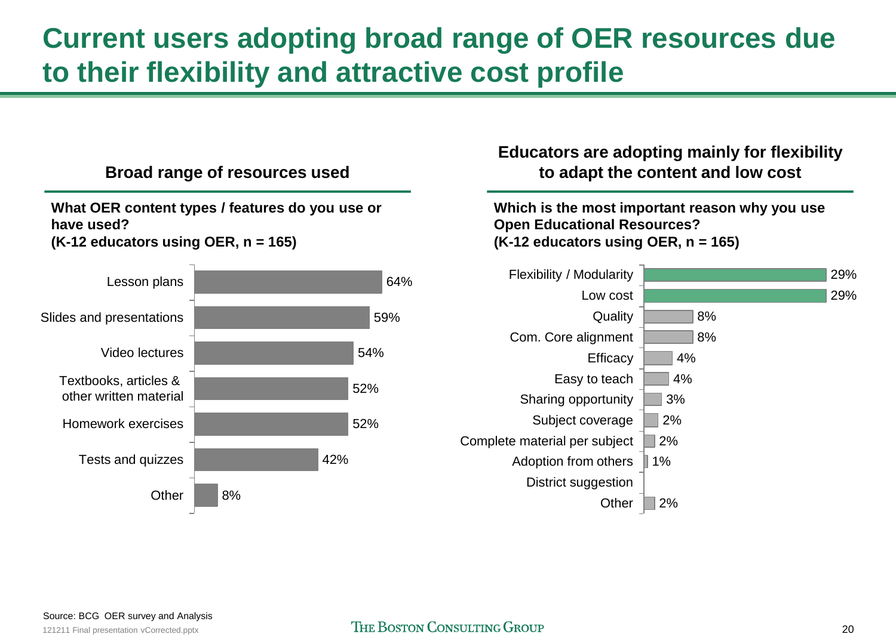# Current users adopting broad range of OER resources due to their flexibility and attractive cost profile

## Broad range of resources used

**What OER content types / features do you use or have used?**
**(K-12 educators using OER, n = 165)**

| Content type | % |
|---|---|
| Lesson plans | 64% |
| Slides and presentations | 59% |
| Video lectures | 54% |
| Textbooks, articles & other written material | 52% |
| Homework exercises | 52% |
| Tests and quizzes | 42% |
| Other | 8% |

## Educators are adopting mainly for flexibility to adapt the content and low cost

**Which is the most important reason why you use Open Educational Resources?**
**(K-12 educators using OER, n = 165)**

| Reason | % |
|---|---|
| Flexibility / Modularity | 29% |
| Low cost | 29% |
| Quality | 8% |
| Com. Core alignment | 8% |
| Efficacy | 4% |
| Easy to teach | 4% |
| Sharing opportunity | 3% |
| Subject coverage | 2% |
| Complete material per subject | 2% |
| Adoption from others | 1% |
| District suggestion | |
| Other | 2% |

Source: BCG OER survey and Analysis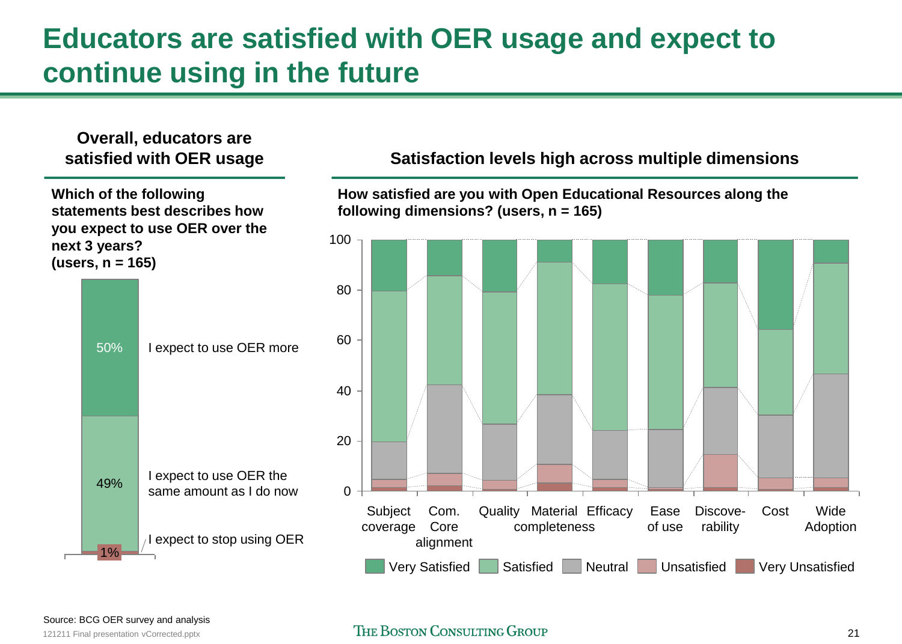# Educators are satisfied with OER usage and expect to continue using in the future

## Overall, educators are satisfied with OER usage

**Which of the following statements best describes how you expect to use OER over the next 3 years? (users, n = 165)**

| Response | % |
| --- | --- |
| I expect to use OER more | 50% |
| I expect to use OER the same amount as I do now | 49% |
| I expect to stop using OER | 1% |

## Satisfaction levels high across multiple dimensions

**How satisfied are you with Open Educational Resources along the following dimensions? (users, n = 165)**

Chart dimensions: Subject coverage, Com. Core alignment, Quality, Material completeness, Efficacy, Ease of use, Discoverability, Cost, Wide Adoption

Legend: Very Satisfied, Satisfied, Neutral, Unsatisfied, Very Unsatisfied

Source: BCG OER survey and analysis

121211 Final presentation vCorrected.pptx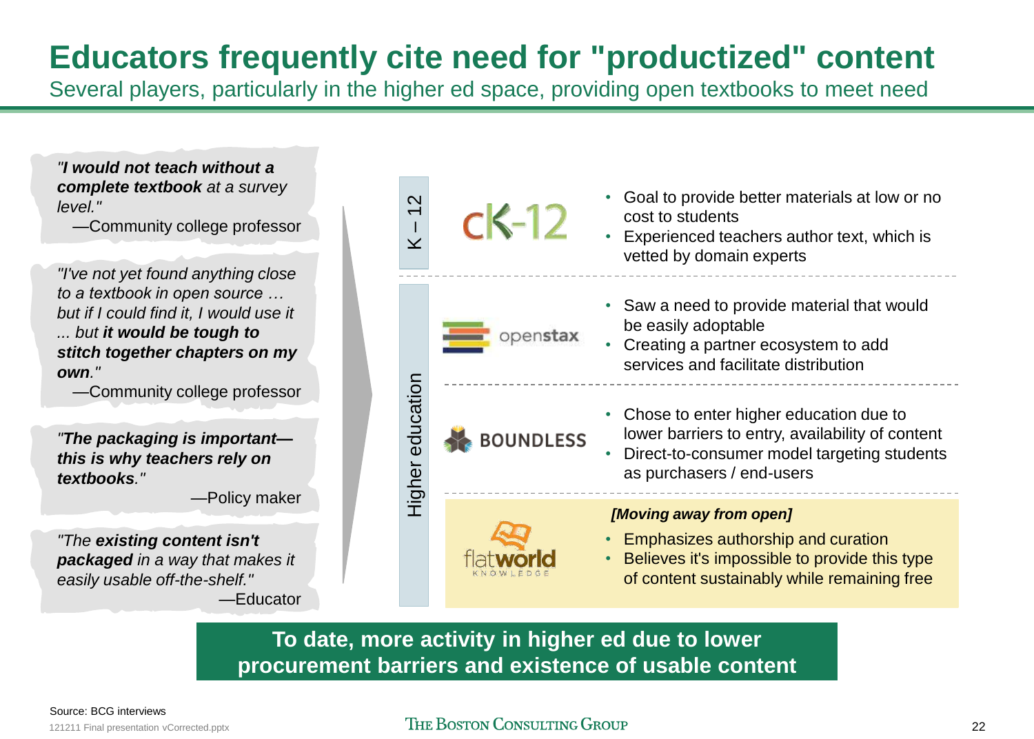# Educators frequently cite need for "productized" content

Several players, particularly in the higher ed space, providing open textbooks to meet need

*"**I would not teach without a complete textbook** at a survey level."*
—Community college professor

*"I've not yet found anything close to a textbook in open source … but if I could find it, I would use it ... but **it would be tough to stitch together chapters on my own**."*
—Community college professor

*"**The packaging is important—this is why teachers rely on textbooks**."*
—Policy maker

*"The **existing content isn't packaged** in a way that makes it easily usable off-the-shelf."*
—Educator

| | | |
|---|---|---|
| K – 12 | cK-12 | • Goal to provide better materials at low or no cost to students<br>• Experienced teachers author text, which is vetted by domain experts |
| Higher education | openstax | • Saw a need to provide material that would be easily adoptable<br>• Creating a partner ecosystem to add services and facilitate distribution |
| | BOUNDLESS | • Chose to enter higher education due to lower barriers to entry, availability of content<br>• Direct-to-consumer model targeting students as purchasers / end-users |
| | flatworld KNOWLEDGE | ***[Moving away from open]***<br>• Emphasizes authorship and curation<br>• Believes it's impossible to provide this type of content sustainably while remaining free |

**To date, more activity in higher ed due to lower procurement barriers and existence of usable content**

Source: BCG interviews